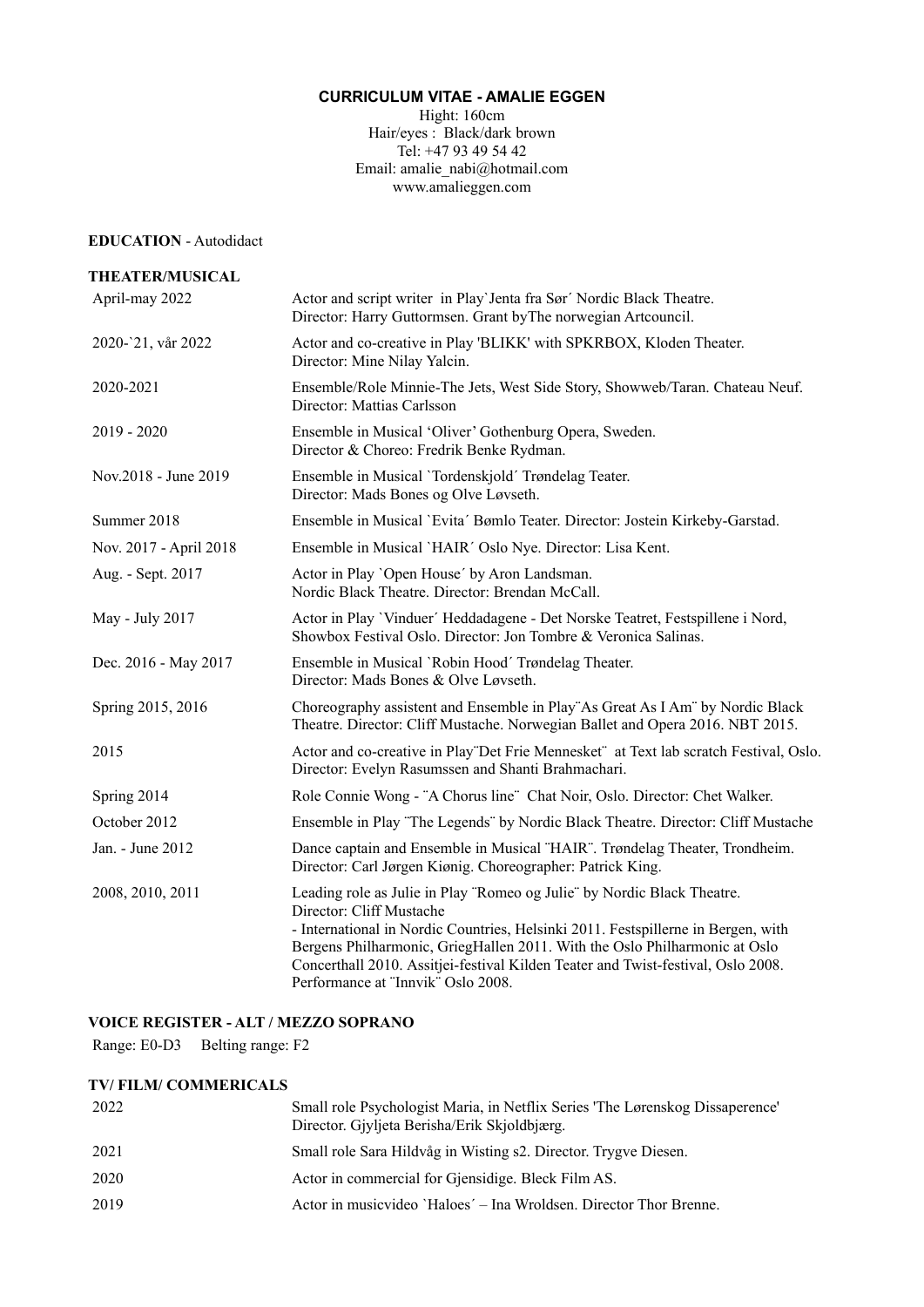# CURRICULUM VITAE - AMALIE EGGEN

Hight: 160cm
Hair/eyes : Black/dark brown
Tel: +47 93 49 54 42
Email: amalie_nabi@hotmail.com
www.amalieggen.com

**EDUCATION** - Autodidact

## THEATER/MUSICAL

| | |
|---|---|
| April-may 2022 | Actor and script writer in Play`Jenta fra Sør´ Nordic Black Theatre. Director: Harry Guttormsen. Grant byThe norwegian Artcouncil. |
| 2020-`21, vår 2022 | Actor and co-creative in Play 'BLIKK' with SPKRBOX, Kloden Theater. Director: Mine Nilay Yalcin. |
| 2020-2021 | Ensemble/Role Minnie-The Jets, West Side Story, Showweb/Taran. Chateau Neuf. Director: Mattias Carlsson |
| 2019 - 2020 | Ensemble in Musical 'Oliver' Gothenburg Opera, Sweden. Director & Choreo: Fredrik Benke Rydman. |
| Nov.2018 - June 2019 | Ensemble in Musical `Tordenskjold´ Trøndelag Teater. Director: Mads Bones og Olve Løvseth. |
| Summer 2018 | Ensemble in Musical `Evita´ Bømlo Teater. Director: Jostein Kirkeby-Garstad. |
| Nov. 2017 - April 2018 | Ensemble in Musical `HAIR´ Oslo Nye. Director: Lisa Kent. |
| Aug. - Sept. 2017 | Actor in Play `Open House´ by Aron Landsman. Nordic Black Theatre. Director: Brendan McCall. |
| May - July 2017 | Actor in Play `Vinduer´ Heddadagene - Det Norske Teatret, Festspillene i Nord, Showbox Festival Oslo. Director: Jon Tombre & Veronica Salinas. |
| Dec. 2016 - May 2017 | Ensemble in Musical `Robin Hood´ Trøndelag Theater. Director: Mads Bones & Olve Løvseth. |
| Spring 2015, 2016 | Choreography assistent and Ensemble in Play¨As Great As I Am¨ by Nordic Black Theatre. Director: Cliff Mustache. Norwegian Ballet and Opera 2016. NBT 2015. |
| 2015 | Actor and co-creative in Play¨Det Frie Mennesket¨ at Text lab scratch Festival, Oslo. Director: Evelyn Rasumssen and Shanti Brahmachari. |
| Spring 2014 | Role Connie Wong - ¨A Chorus line¨ Chat Noir, Oslo. Director: Chet Walker. |
| October 2012 | Ensemble in Play ¨The Legends¨ by Nordic Black Theatre. Director: Cliff Mustache |
| Jan. - June 2012 | Dance captain and Ensemble in Musical ¨HAIR¨. Trøndelag Theater, Trondheim. Director: Carl Jørgen Kiønig. Choreographer: Patrick King. |
| 2008, 2010, 2011 | Leading role as Julie in Play ¨Romeo og Julie¨ by Nordic Black Theatre. Director: Cliff Mustache - International in Nordic Countries, Helsinki 2011. Festspillerne in Bergen, with Bergens Philharmonic, GriegHallen 2011. With the Oslo Philharmonic at Oslo Concerthall 2010. Assitjei-festival Kilden Teater and Twist-festival, Oslo 2008. Performance at ¨Innvik¨ Oslo 2008. |

## VOICE REGISTER - ALT / MEZZO SOPRANO

Range: E0-D3 Belting range: F2

## TV/ FILM/ COMMERICALS

| | |
|---|---|
| 2022 | Small role Psychologist Maria, in Netflix Series 'The Lørenskog Dissaperence' Director. Gjyljeta Berisha/Erik Skjoldbjærg. |
| 2021 | Small role Sara Hildvåg in Wisting s2. Director. Trygve Diesen. |
| 2020 | Actor in commercial for Gjensidige. Bleck Film AS. |
| 2019 | Actor in musicvideo `Haloes´ – Ina Wroldsen. Director Thor Brenne. |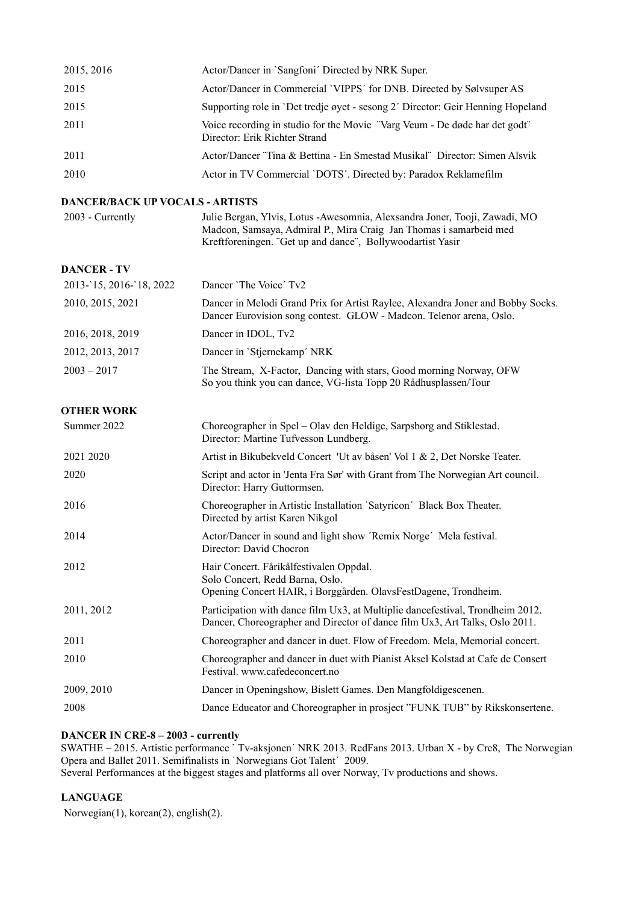| | |
|---|---|
| 2015, 2016 | Actor/Dancer in `Sangfoni´ Directed by NRK Super. |
| 2015 | Actor/Dancer in Commercial `VIPPS´ for DNB. Directed by Sølvsuper AS |
| 2015 | Supporting role in `Det tredje øyet - sesong 2´ Director: Geir Henning Hopeland |
| 2011 | Voice recording in studio for the Movie ¨Varg Veum - De døde har det godt¨ Director: Erik Richter Strand |
| 2011 | Actor/Dancer ¨Tina & Bettina - En Smestad Musikal¨ Director: Simen Alsvik |
| 2010 | Actor in TV Commercial `DOTS´. Directed by: Paradox Reklamefilm |

**DANCER/BACK UP VOCALS - ARTISTS**

| | |
|---|---|
| 2003 - Currently | Julie Bergan, Ylvis, Lotus -Awesomnia, Alexsandra Joner, Tooji, Zawadi, MO Madcon, Samsaya, Admiral P., Mira Craig Jan Thomas i samarbeid med Kreftforeningen. ¨Get up and dance¨, Bollywoodartist Yasir |

**DANCER - TV**

| | |
|---|---|
| 2013-`15, 2016-`18, 2022 | Dancer `The Voice´ Tv2 |
| 2010, 2015, 2021 | Dancer in Melodi Grand Prix for Artist Raylee, Alexandra Joner and Bobby Socks. Dancer Eurovision song contest. GLOW - Madcon. Telenor arena, Oslo. |
| 2016, 2018, 2019 | Dancer in IDOL, Tv2 |
| 2012, 2013, 2017 | Dancer in `Stjernekamp´ NRK |
| 2003 – 2017 | The Stream, X-Factor, Dancing with stars, Good morning Norway, OFW So you think you can dance, VG-lista Topp 20 Rådhusplassen/Tour |

**OTHER WORK**

| | |
|---|---|
| Summer 2022 | Choreographer in Spel – Olav den Heldige, Sarpsborg and Stiklestad. Director: Martine Tufvesson Lundberg. |
| 2021 2020 | Artist in Bikubekveld Concert 'Ut av båsen' Vol 1 & 2, Det Norske Teater. |
| 2020 | Script and actor in 'Jenta Fra Sør' with Grant from The Norwegian Art council. Director: Harry Guttormsen. |
| 2016 | Choreographer in Artistic Installation `Satyricon´ Black Box Theater. Directed by artist Karen Nikgol |
| 2014 | Actor/Dancer in sound and light show ´Remix Norge´ Mela festival. Director: David Chocron |
| 2012 | Hair Concert. Fårikålfestivalen Oppdal. Solo Concert, Redd Barna, Oslo. Opening Concert HAIR, i Borggården. OlavsFestDagene, Trondheim. |
| 2011, 2012 | Participation with dance film Ux3, at Multiplie dancefestival, Trondheim 2012. Dancer, Choreographer and Director of dance film Ux3, Art Talks, Oslo 2011. |
| 2011 | Choreographer and dancer in duet. Flow of Freedom. Mela, Memorial concert. |
| 2010 | Choreographer and dancer in duet with Pianist Aksel Kolstad at Cafe de Consert Festival. www.cafedeconcert.no |
| 2009, 2010 | Dancer in Openingshow, Bislett Games. Den Mangfoldigescenen. |
| 2008 | Dance Educator and Choreographer in prosject "FUNK TUB" by Rikskonsertene. |

**DANCER IN CRE-8 – 2003 - currently**

SWATHE – 2015. Artistic performance ` Tv-aksjonen´ NRK 2013. RedFans 2013. Urban X - by Cre8, The Norwegian Opera and Ballet 2011. Semifinalists in `Norwegians Got Talent´ 2009.
Several Performances at the biggest stages and platforms all over Norway, Tv productions and shows.

**LANGUAGE**

Norwegian(1), korean(2), english(2).